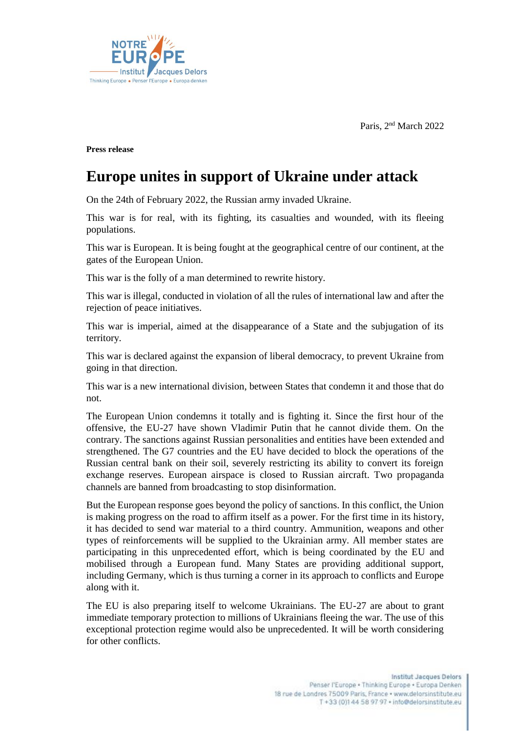Paris, 2nd March 2022

**Press release**

# Europe unites in support of Ukraine under attack

On the 24th of February 2022, the Russian army invaded Ukraine.

This war is for real, with its fighting, its casualties and wounded, with its fleeing populations.

This war is European. It is being fought at the geographical centre of our continent, at the gates of the European Union.

This war is the folly of a man determined to rewrite history.

This war is illegal, conducted in violation of all the rules of international law and after the rejection of peace initiatives.

This war is imperial, aimed at the disappearance of a State and the subjugation of its territory.

This war is declared against the expansion of liberal democracy, to prevent Ukraine from going in that direction.

This war is a new international division, between States that condemn it and those that do not.

The European Union condemns it totally and is fighting it. Since the first hour of the offensive, the EU-27 have shown Vladimir Putin that he cannot divide them. On the contrary. The sanctions against Russian personalities and entities have been extended and strengthened. The G7 countries and the EU have decided to block the operations of the Russian central bank on their soil, severely restricting its ability to convert its foreign exchange reserves. European airspace is closed to Russian aircraft. Two propaganda channels are banned from broadcasting to stop disinformation.

But the European response goes beyond the policy of sanctions. In this conflict, the Union is making progress on the road to affirm itself as a power. For the first time in its history, it has decided to send war material to a third country. Ammunition, weapons and other types of reinforcements will be supplied to the Ukrainian army. All member states are participating in this unprecedented effort, which is being coordinated by the EU and mobilised through a European fund. Many States are providing additional support, including Germany, which is thus turning a corner in its approach to conflicts and Europe along with it.

The EU is also preparing itself to welcome Ukrainians. The EU-27 are about to grant immediate temporary protection to millions of Ukrainians fleeing the war. The use of this exceptional protection regime would also be unprecedented. It will be worth considering for other conflicts.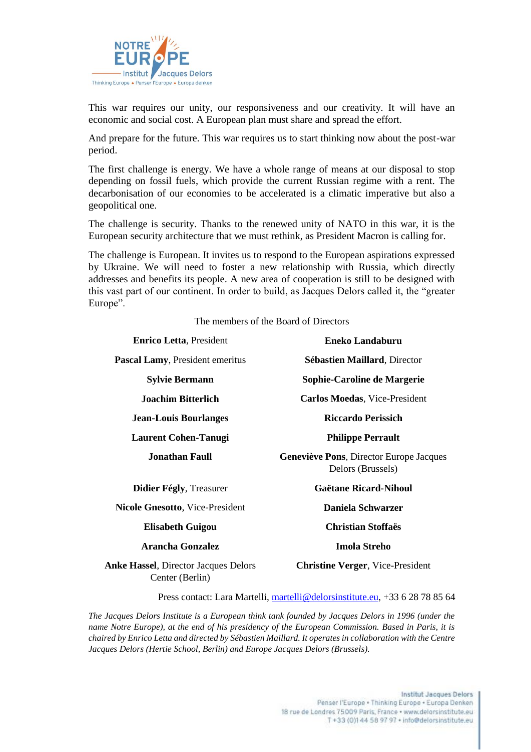This war requires our unity, our responsiveness and our creativity. It will have an economic and social cost. A European plan must share and spread the effort.

And prepare for the future. This war requires us to start thinking now about the post-war period.

The first challenge is energy. We have a whole range of means at our disposal to stop depending on fossil fuels, which provide the current Russian regime with a rent. The decarbonisation of our economies to be accelerated is a climatic imperative but also a geopolitical one.

The challenge is security. Thanks to the renewed unity of NATO in this war, it is the European security architecture that we must rethink, as President Macron is calling for.

The challenge is European. It invites us to respond to the European aspirations expressed by Ukraine. We will need to foster a new relationship with Russia, which directly addresses and benefits its people. A new area of cooperation is still to be designed with this vast part of our continent. In order to build, as Jacques Delors called it, the "greater Europe".

The members of the Board of Directors

**Enrico Letta**, President

**Pascal Lamy**, President emeritus

**Sylvie Bermann**

**Joachim Bitterlich**

**Jean-Louis Bourlanges**

**Laurent Cohen-Tanugi**

**Jonathan Faull**

**Didier Fégly**, Treasurer

**Nicole Gnesotto**, Vice-President

**Elisabeth Guigou**

**Arancha Gonzalez**

**Anke Hassel**, Director Jacques Delors Center (Berlin)

**Eneko Landaburu**

**Sébastien Maillard**, Director

**Sophie-Caroline de Margerie**

**Carlos Moedas**, Vice-President

**Riccardo Perissich**

**Philippe Perrault**

**Geneviève Pons**, Director Europe Jacques Delors (Brussels)

**Gaëtane Ricard-Nihoul**

**Daniela Schwarzer**

**Christian Stoffaës**

**Imola Streho**

**Christine Verger**, Vice-President

Press contact: Lara Martelli, martelli@delorsinstitute.eu, +33 6 28 78 85 64

*The Jacques Delors Institute is a European think tank founded by Jacques Delors in 1996 (under the name Notre Europe), at the end of his presidency of the European Commission. Based in Paris, it is chaired by Enrico Letta and directed by Sébastien Maillard. It operates in collaboration with the Centre Jacques Delors (Hertie School, Berlin) and Europe Jacques Delors (Brussels).*